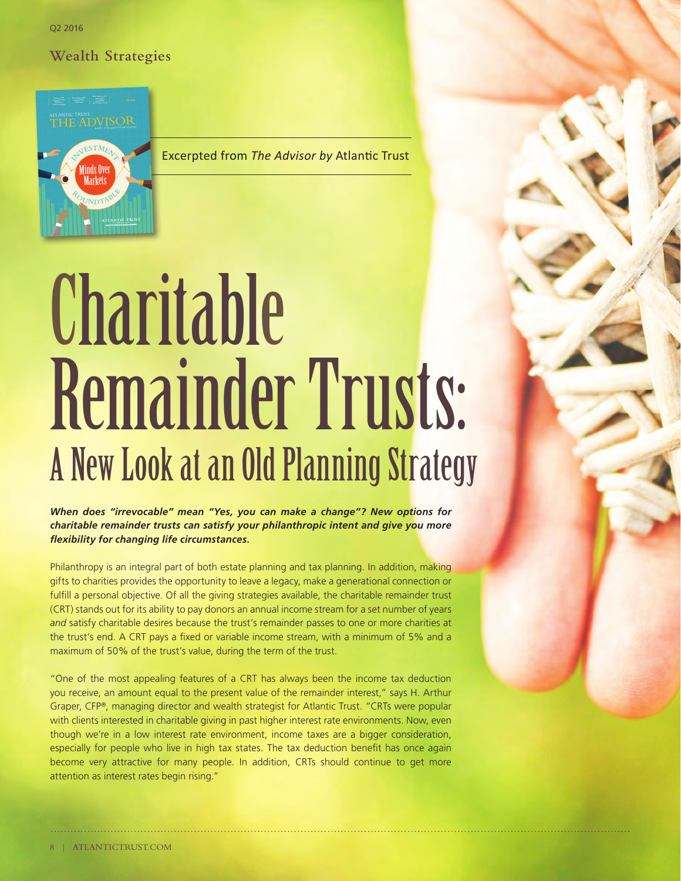Q2 2016

Wealth Strategies

Excerpted from *The Advisor by* Atlantic Trust

# Charitable Remainder Trusts:

## A New Look at an Old Planning Strategy

***When does "irrevocable" mean "Yes, you can make a change"? New options for charitable remainder trusts can satisfy your philanthropic intent and give you more flexibility for changing life circumstances.***

Philanthropy is an integral part of both estate planning and tax planning. In addition, making gifts to charities provides the opportunity to leave a legacy, make a generational connection or fulfill a personal objective. Of all the giving strategies available, the charitable remainder trust (CRT) stands out for its ability to pay donors an annual income stream for a set number of years *and* satisfy charitable desires because the trust's remainder passes to one or more charities at the trust's end. A CRT pays a fixed or variable income stream, with a minimum of 5% and a maximum of 50% of the trust's value, during the term of the trust.

"One of the most appealing features of a CRT has always been the income tax deduction you receive, an amount equal to the present value of the remainder interest," says H. Arthur Graper, CFP®, managing director and wealth strategist for Atlantic Trust. "CRTs were popular with clients interested in charitable giving in past higher interest rate environments. Now, even though we're in a low interest rate environment, income taxes are a bigger consideration, especially for people who live in high tax states. The tax deduction benefit has once again become very attractive for many people. In addition, CRTs should continue to get more attention as interest rates begin rising."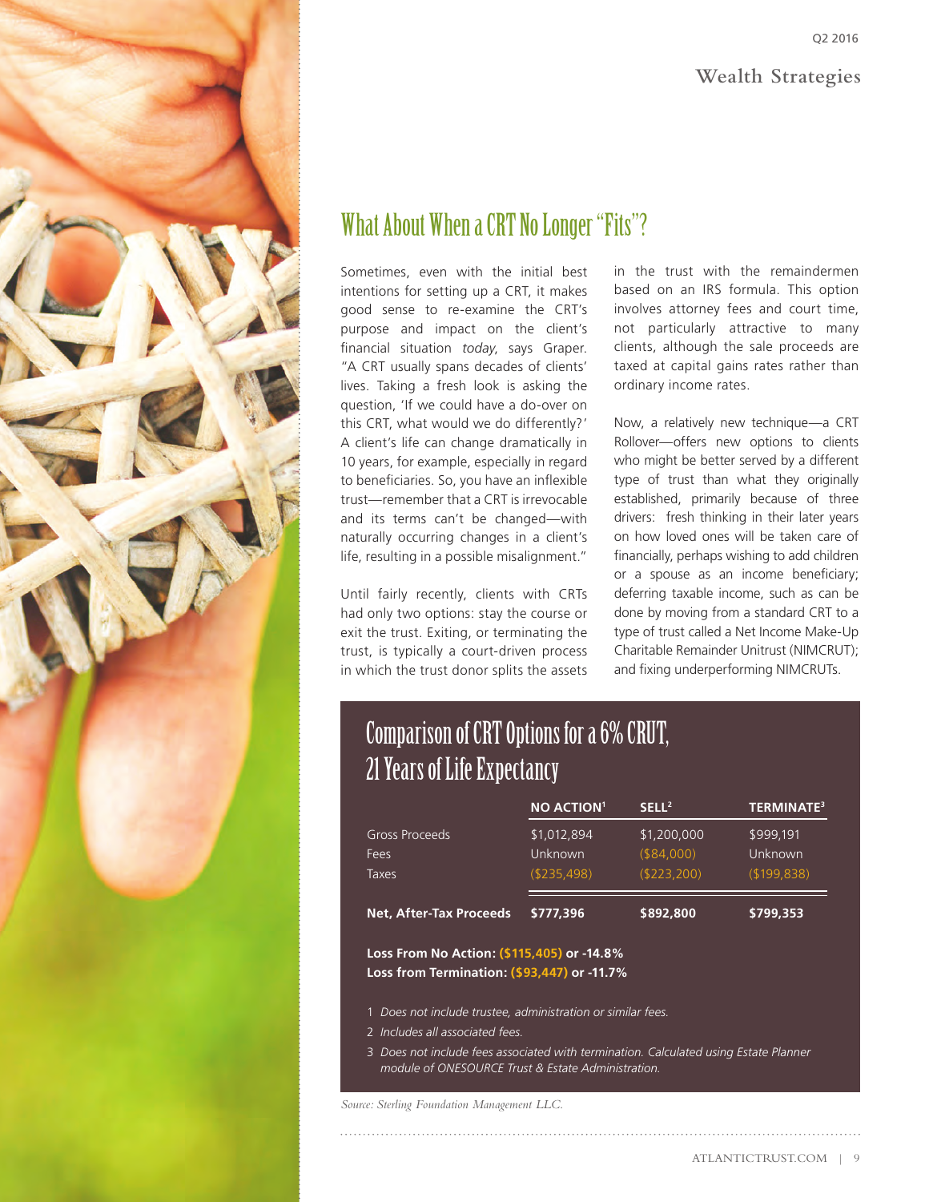## What About When a CRT No Longer "Fits"?

Sometimes, even with the initial best intentions for setting up a CRT, it makes good sense to re-examine the CRT's purpose and impact on the client's financial situation *today*, says Graper. "A CRT usually spans decades of clients' lives. Taking a fresh look is asking the question, 'If we could have a do-over on this CRT, what would we do differently?' A client's life can change dramatically in 10 years, for example, especially in regard to beneficiaries. So, you have an inflexible trust—remember that a CRT is irrevocable and its terms can't be changed—with naturally occurring changes in a client's life, resulting in a possible misalignment."

Until fairly recently, clients with CRTs had only two options: stay the course or exit the trust. Exiting, or terminating the trust, is typically a court-driven process in which the trust donor splits the assets in the trust with the remaindermen based on an IRS formula. This option involves attorney fees and court time, not particularly attractive to many clients, although the sale proceeds are taxed at capital gains rates rather than ordinary income rates.

Now, a relatively new technique—a CRT Rollover—offers new options to clients who might be better served by a different type of trust than what they originally established, primarily because of three drivers: fresh thinking in their later years on how loved ones will be taken care of financially, perhaps wishing to add children or a spouse as an income beneficiary; deferring taxable income, such as can be done by moving from a standard CRT to a type of trust called a Net Income Make-Up Charitable Remainder Unitrust (NIMCRUT); and fixing underperforming NIMCRUTs.

### Comparison of CRT Options for a 6% CRUT, 21 Years of Life Expectancy

| | NO ACTION[1] | SELL[2] | TERMINATE[3] |
|---|---|---|---|
| Gross Proceeds | $1,012,894 | $1,200,000 | $999,191 |
| Fees | Unknown | ($84,000) | Unknown |
| Taxes | ($235,498) | ($223,200) | ($199,838) |
| **Net, After-Tax Proceeds** | **$777,396** | **$892,800** | **$799,353** |

**Loss From No Action: ($115,405) or -14.8%**
**Loss from Termination: ($93,447) or -11.7%**

1 *Does not include trustee, administration or similar fees.*
2 *Includes all associated fees.*
3 *Does not include fees associated with termination. Calculated using Estate Planner module of ONESOURCE Trust & Estate Administration.*

*Source: Sterling Foundation Management LLC.*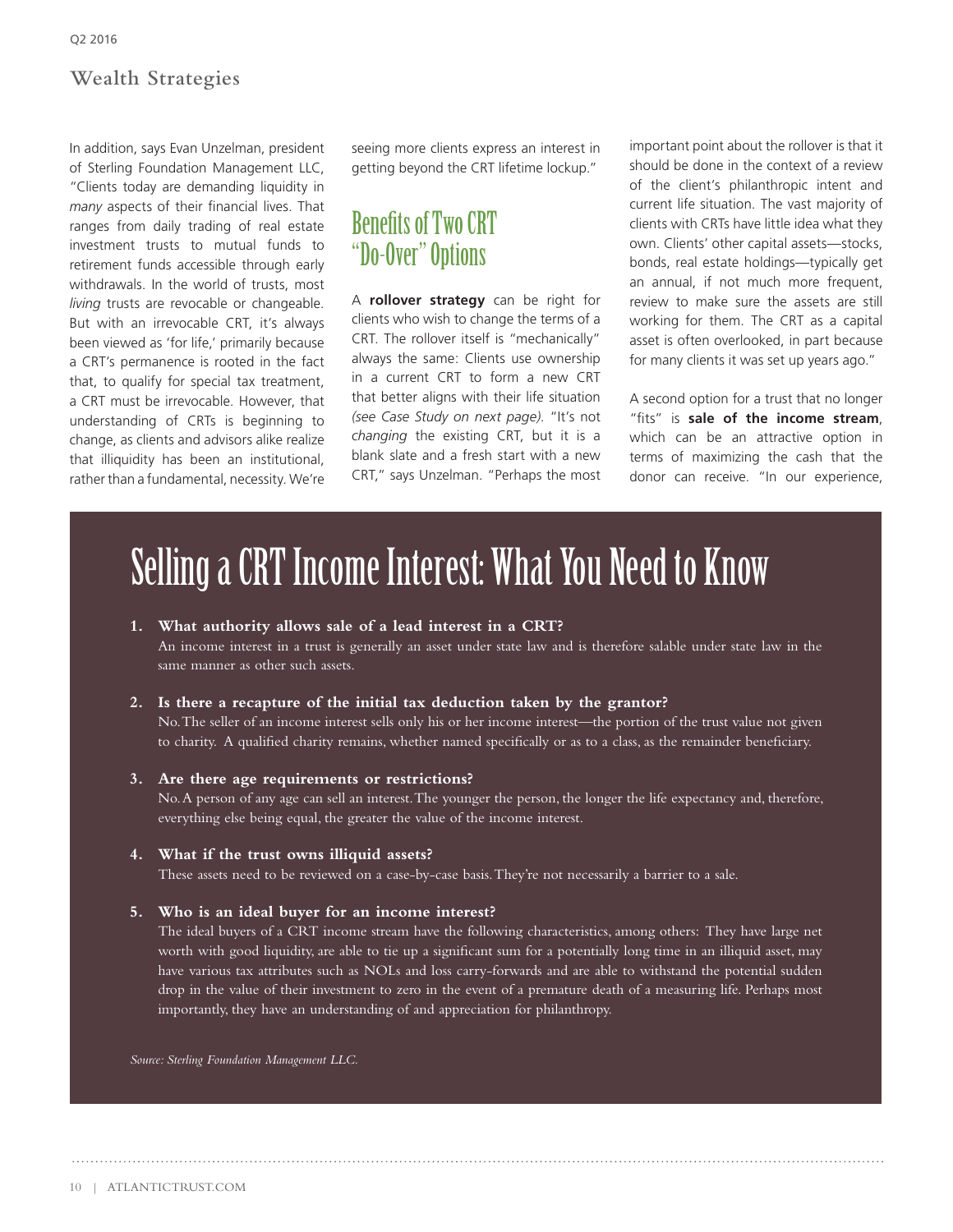In addition, says Evan Unzelman, president of Sterling Foundation Management LLC, "Clients today are demanding liquidity in *many* aspects of their financial lives. That ranges from daily trading of real estate investment trusts to mutual funds to retirement funds accessible through early withdrawals. In the world of trusts, most *living* trusts are revocable or changeable. But with an irrevocable CRT, it's always been viewed as 'for life,' primarily because a CRT's permanence is rooted in the fact that, to qualify for special tax treatment, a CRT must be irrevocable. However, that understanding of CRTs is beginning to change, as clients and advisors alike realize that illiquidity has been an institutional, rather than a fundamental, necessity. We're seeing more clients express an interest in getting beyond the CRT lifetime lockup."

## Benefits of Two CRT "Do-Over" Options

A **rollover strategy** can be right for clients who wish to change the terms of a CRT. The rollover itself is "mechanically" always the same: Clients use ownership in a current CRT to form a new CRT that better aligns with their life situation *(see Case Study on next page)*. "It's not *changing* the existing CRT, but it is a blank slate and a fresh start with a new CRT," says Unzelman. "Perhaps the most important point about the rollover is that it should be done in the context of a review of the client's philanthropic intent and current life situation. The vast majority of clients with CRTs have little idea what they own. Clients' other capital assets—stocks, bonds, real estate holdings—typically get an annual, if not much more frequent, review to make sure the assets are still working for them. The CRT as a capital asset is often overlooked, in part because for many clients it was set up years ago."

A second option for a trust that no longer "fits" is **sale of the income stream**, which can be an attractive option in terms of maximizing the cash that the donor can receive. "In our experience,

## Selling a CRT Income Interest: What You Need to Know

1. **What authority allows sale of a lead interest in a CRT?**
   An income interest in a trust is generally an asset under state law and is therefore salable under state law in the same manner as other such assets.

2. **Is there a recapture of the initial tax deduction taken by the grantor?**
   No. The seller of an income interest sells only his or her income interest—the portion of the trust value not given to charity. A qualified charity remains, whether named specifically or as to a class, as the remainder beneficiary.

3. **Are there age requirements or restrictions?**
   No. A person of any age can sell an interest. The younger the person, the longer the life expectancy and, therefore, everything else being equal, the greater the value of the income interest.

4. **What if the trust owns illiquid assets?**
   These assets need to be reviewed on a case-by-case basis. They're not necessarily a barrier to a sale.

5. **Who is an ideal buyer for an income interest?**
   The ideal buyers of a CRT income stream have the following characteristics, among others: They have large net worth with good liquidity, are able to tie up a significant sum for a potentially long time in an illiquid asset, may have various tax attributes such as NOLs and loss carry-forwards and are able to withstand the potential sudden drop in the value of their investment to zero in the event of a premature death of a measuring life. Perhaps most importantly, they have an understanding of and appreciation for philanthropy.

*Source: Sterling Foundation Management LLC.*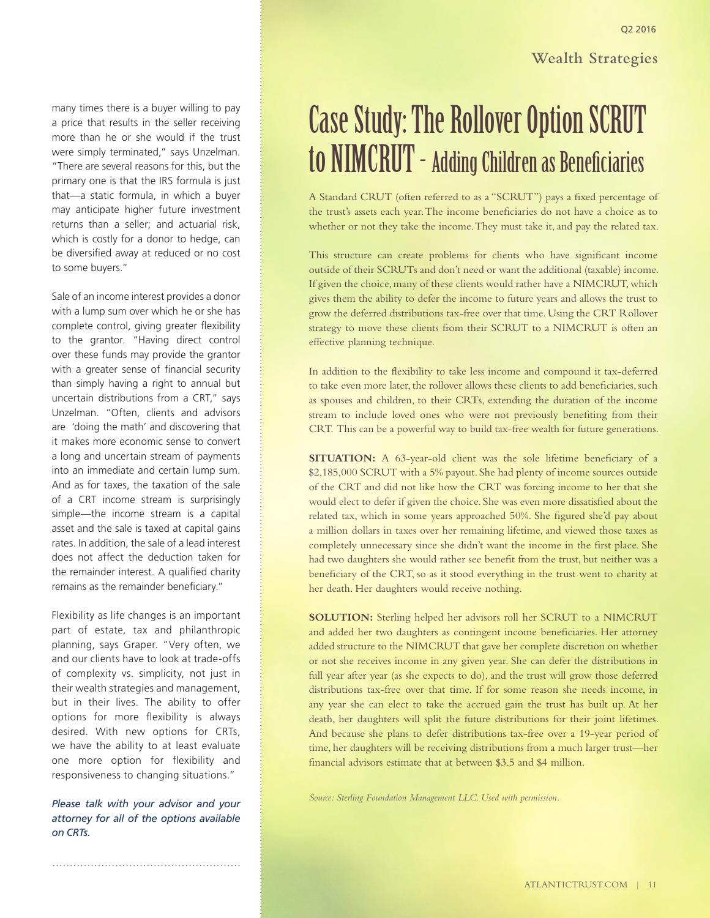many times there is a buyer willing to pay a price that results in the seller receiving more than he or she would if the trust were simply terminated," says Unzelman. "There are several reasons for this, but the primary one is that the IRS formula is just that—a static formula, in which a buyer may anticipate higher future investment returns than a seller; and actuarial risk, which is costly for a donor to hedge, can be diversified away at reduced or no cost to some buyers."

Sale of an income interest provides a donor with a lump sum over which he or she has complete control, giving greater flexibility to the grantor. "Having direct control over these funds may provide the grantor with a greater sense of financial security than simply having a right to annual but uncertain distributions from a CRT," says Unzelman. "Often, clients and advisors are 'doing the math' and discovering that it makes more economic sense to convert a long and uncertain stream of payments into an immediate and certain lump sum. And as for taxes, the taxation of the sale of a CRT income stream is surprisingly simple—the income stream is a capital asset and the sale is taxed at capital gains rates. In addition, the sale of a lead interest does not affect the deduction taken for the remainder interest. A qualified charity remains as the remainder beneficiary."

Flexibility as life changes is an important part of estate, tax and philanthropic planning, says Graper. "Very often, we and our clients have to look at trade-offs of complexity vs. simplicity, not just in their wealth strategies and management, but in their lives. The ability to offer options for more flexibility is always desired. With new options for CRTs, we have the ability to at least evaluate one more option for flexibility and responsiveness to changing situations."

*Please talk with your advisor and your attorney for all of the options available on CRTs.*

# Case Study: The Rollover Option SCRUT to NIMCRUT - Adding Children as Beneficiaries

A Standard CRUT (often referred to as a "SCRUT") pays a fixed percentage of the trust's assets each year. The income beneficiaries do not have a choice as to whether or not they take the income. They must take it, and pay the related tax.

This structure can create problems for clients who have significant income outside of their SCRUTs and don't need or want the additional (taxable) income. If given the choice, many of these clients would rather have a NIMCRUT, which gives them the ability to defer the income to future years and allows the trust to grow the deferred distributions tax-free over that time. Using the CRT Rollover strategy to move these clients from their SCRUT to a NIMCRUT is often an effective planning technique.

In addition to the flexibility to take less income and compound it tax-deferred to take even more later, the rollover allows these clients to add beneficiaries, such as spouses and children, to their CRTs, extending the duration of the income stream to include loved ones who were not previously benefiting from their CRT. This can be a powerful way to build tax-free wealth for future generations.

**SITUATION:** A 63-year-old client was the sole lifetime beneficiary of a $2,185,000 SCRUT with a 5% payout. She had plenty of income sources outside of the CRT and did not like how the CRT was forcing income to her that she would elect to defer if given the choice. She was even more dissatisfied about the related tax, which in some years approached 50%. She figured she'd pay about a million dollars in taxes over her remaining lifetime, and viewed those taxes as completely unnecessary since she didn't want the income in the first place. She had two daughters she would rather see benefit from the trust, but neither was a beneficiary of the CRT, so as it stood everything in the trust went to charity at her death. Her daughters would receive nothing.

**SOLUTION:** Sterling helped her advisors roll her SCRUT to a NIMCRUT and added her two daughters as contingent income beneficiaries. Her attorney added structure to the NIMCRUT that gave her complete discretion on whether or not she receives income in any given year. She can defer the distributions in full year after year (as she expects to do), and the trust will grow those deferred distributions tax-free over that time. If for some reason she needs income, in any year she can elect to take the accrued gain the trust has built up. At her death, her daughters will split the future distributions for their joint lifetimes. And because she plans to defer distributions tax-free over a 19-year period of time, her daughters will be receiving distributions from a much larger trust—her financial advisors estimate that at between $3.5 and $4 million.

*Source: Sterling Foundation Management LLC. Used with permission.*